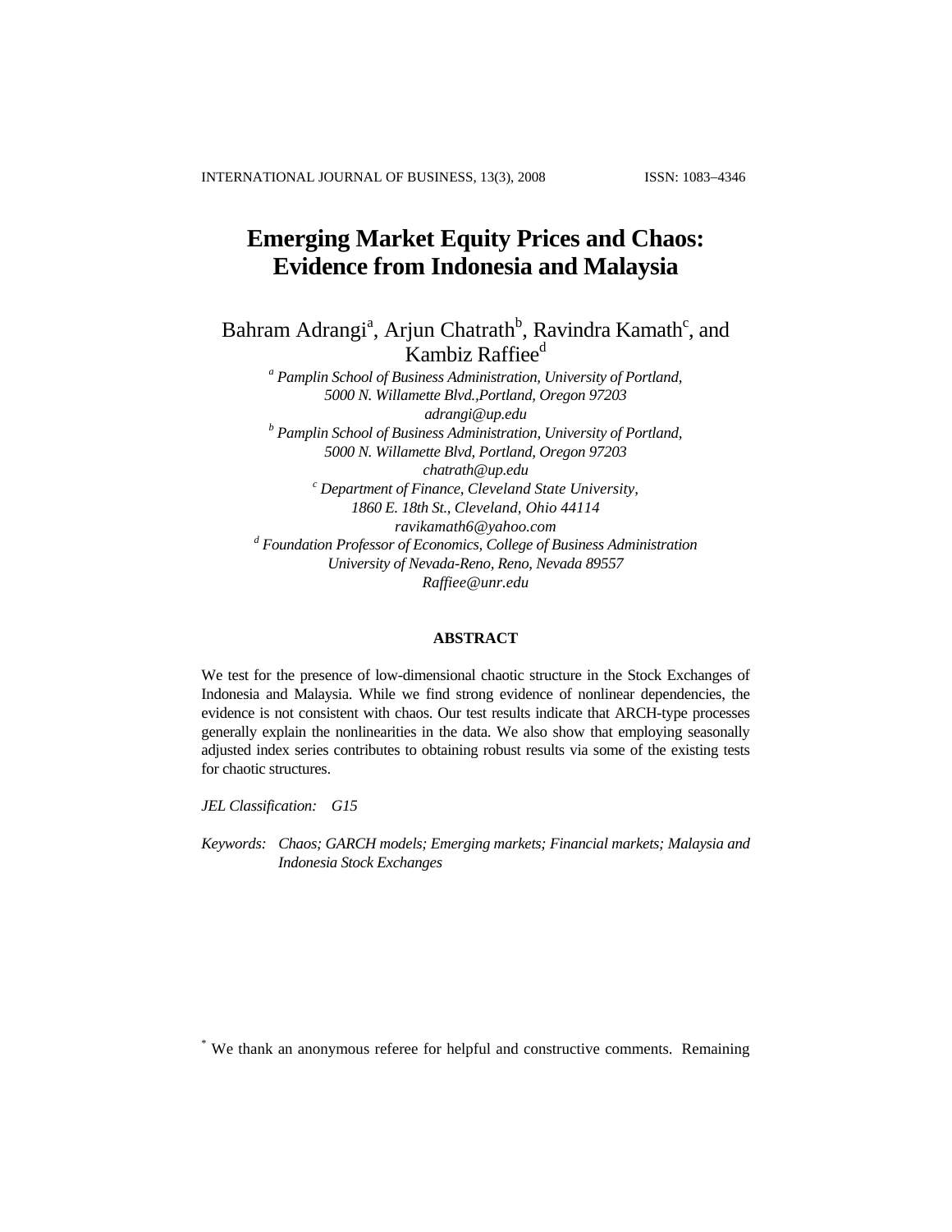# Emerging Market Equity Prices and Chaos: Evidence from Indonesia and Malaysia

Bahram Adrangi[a], Arjun Chatrath[b], Ravindra Kamath[c], and Kambiz Raffiee[d]

[a] *Pamplin School of Business Administration, University of Portland, 5000 N. Willamette Blvd.,Portland, Oregon 97203*
*adrangi@up.edu*

[b] *Pamplin School of Business Administration, University of Portland, 5000 N. Willamette Blvd, Portland, Oregon 97203*
*chatrath@up.edu*

[c] *Department of Finance, Cleveland State University, 1860 E. 18th St., Cleveland, Ohio 44114*
*ravikamath6@yahoo.com*

[d] *Foundation Professor of Economics, College of Business Administration University of Nevada-Reno, Reno, Nevada 89557*
*Raffiee@unr.edu*

## ABSTRACT

We test for the presence of low-dimensional chaotic structure in the Stock Exchanges of Indonesia and Malaysia. While we find strong evidence of nonlinear dependencies, the evidence is not consistent with chaos. Our test results indicate that ARCH-type processes generally explain the nonlinearities in the data. We also show that employing seasonally adjusted index series contributes to obtaining robust results via some of the existing tests for chaotic structures.

*JEL Classification:* *G15*

*Keywords:* *Chaos; GARCH models; Emerging markets; Financial markets; Malaysia and Indonesia Stock Exchanges*

[*] We thank an anonymous referee for helpful and constructive comments. Remaining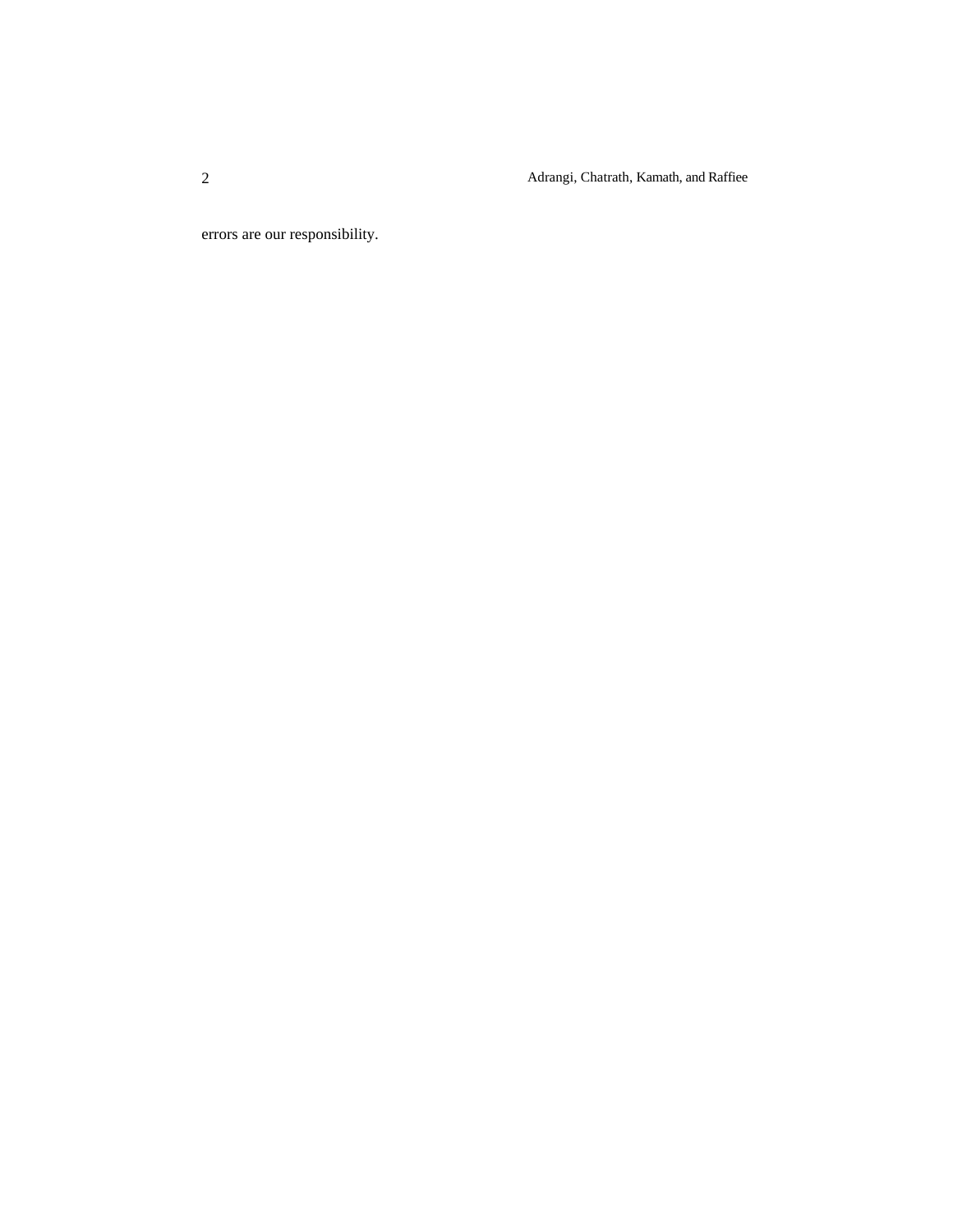errors are our responsibility.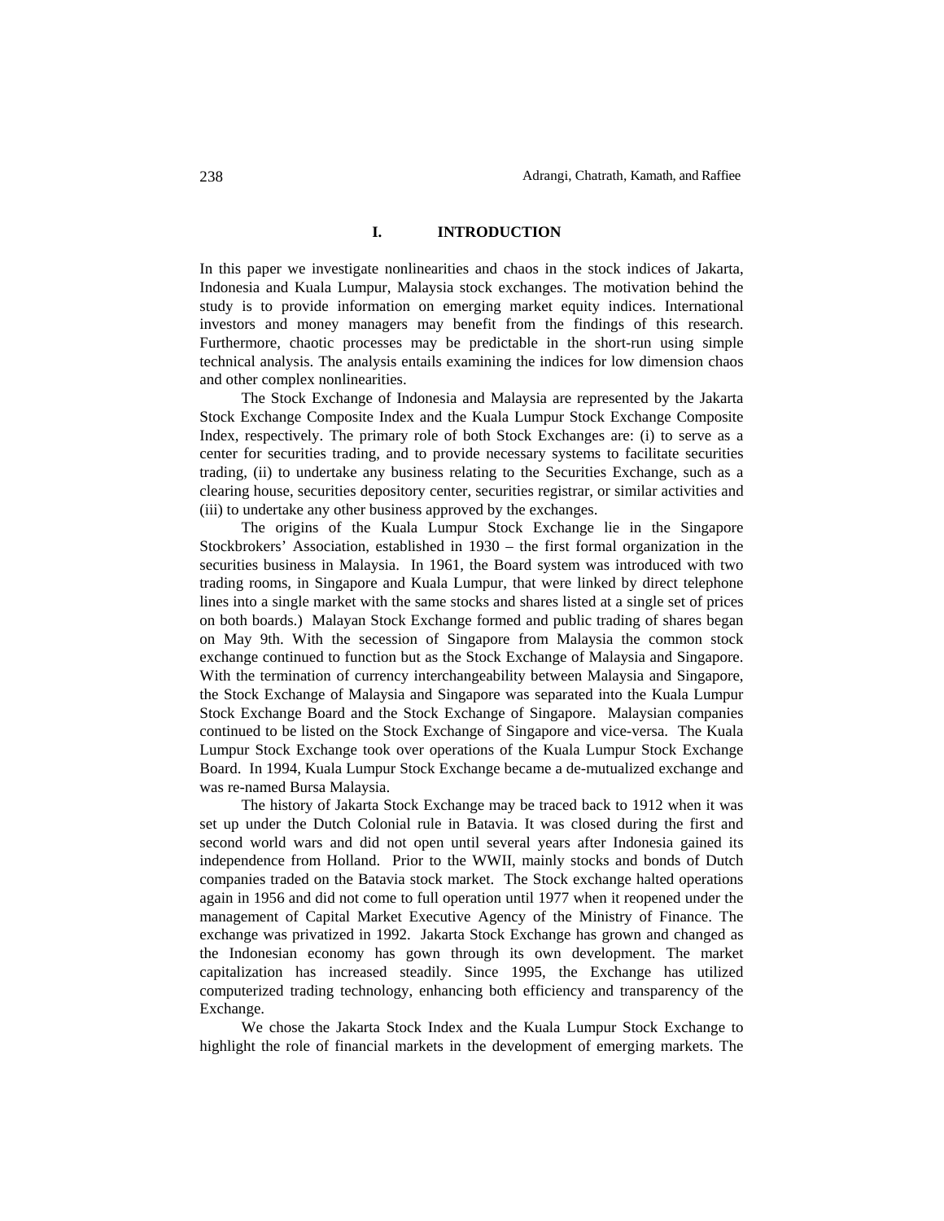## I. INTRODUCTION

In this paper we investigate nonlinearities and chaos in the stock indices of Jakarta, Indonesia and Kuala Lumpur, Malaysia stock exchanges. The motivation behind the study is to provide information on emerging market equity indices. International investors and money managers may benefit from the findings of this research. Furthermore, chaotic processes may be predictable in the short-run using simple technical analysis. The analysis entails examining the indices for low dimension chaos and other complex nonlinearities.

The Stock Exchange of Indonesia and Malaysia are represented by the Jakarta Stock Exchange Composite Index and the Kuala Lumpur Stock Exchange Composite Index, respectively. The primary role of both Stock Exchanges are: (i) to serve as a center for securities trading, and to provide necessary systems to facilitate securities trading, (ii) to undertake any business relating to the Securities Exchange, such as a clearing house, securities depository center, securities registrar, or similar activities and (iii) to undertake any other business approved by the exchanges.

The origins of the Kuala Lumpur Stock Exchange lie in the Singapore Stockbrokers' Association, established in 1930 – the first formal organization in the securities business in Malaysia. In 1961, the Board system was introduced with two trading rooms, in Singapore and Kuala Lumpur, that were linked by direct telephone lines into a single market with the same stocks and shares listed at a single set of prices on both boards.) Malayan Stock Exchange formed and public trading of shares began on May 9th. With the secession of Singapore from Malaysia the common stock exchange continued to function but as the Stock Exchange of Malaysia and Singapore. With the termination of currency interchangeability between Malaysia and Singapore, the Stock Exchange of Malaysia and Singapore was separated into the Kuala Lumpur Stock Exchange Board and the Stock Exchange of Singapore. Malaysian companies continued to be listed on the Stock Exchange of Singapore and vice-versa. The Kuala Lumpur Stock Exchange took over operations of the Kuala Lumpur Stock Exchange Board. In 1994, Kuala Lumpur Stock Exchange became a de-mutualized exchange and was re-named Bursa Malaysia.

The history of Jakarta Stock Exchange may be traced back to 1912 when it was set up under the Dutch Colonial rule in Batavia. It was closed during the first and second world wars and did not open until several years after Indonesia gained its independence from Holland. Prior to the WWII, mainly stocks and bonds of Dutch companies traded on the Batavia stock market. The Stock exchange halted operations again in 1956 and did not come to full operation until 1977 when it reopened under the management of Capital Market Executive Agency of the Ministry of Finance. The exchange was privatized in 1992. Jakarta Stock Exchange has grown and changed as the Indonesian economy has gown through its own development. The market capitalization has increased steadily. Since 1995, the Exchange has utilized computerized trading technology, enhancing both efficiency and transparency of the Exchange.

We chose the Jakarta Stock Index and the Kuala Lumpur Stock Exchange to highlight the role of financial markets in the development of emerging markets. The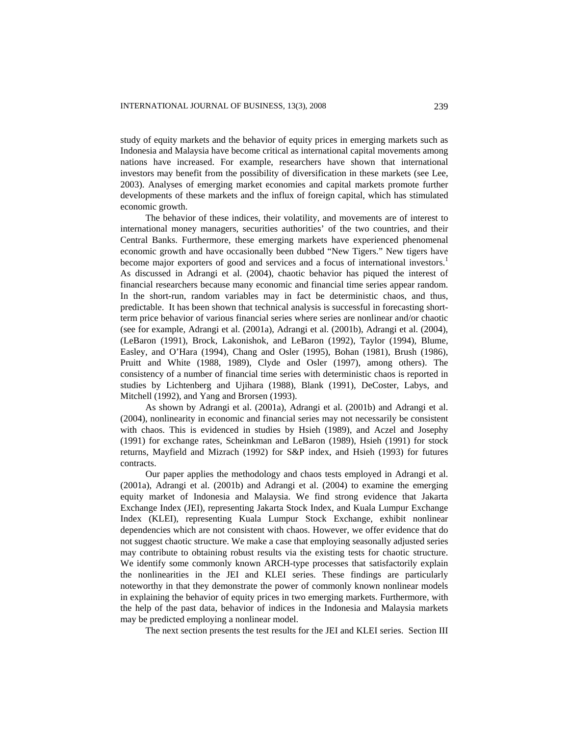study of equity markets and the behavior of equity prices in emerging markets such as Indonesia and Malaysia have become critical as international capital movements among nations have increased. For example, researchers have shown that international investors may benefit from the possibility of diversification in these markets (see Lee, 2003). Analyses of emerging market economies and capital markets promote further developments of these markets and the influx of foreign capital, which has stimulated economic growth.

The behavior of these indices, their volatility, and movements are of interest to international money managers, securities authorities' of the two countries, and their Central Banks. Furthermore, these emerging markets have experienced phenomenal economic growth and have occasionally been dubbed "New Tigers." New tigers have become major exporters of good and services and a focus of international investors.[1] As discussed in Adrangi et al. (2004), chaotic behavior has piqued the interest of financial researchers because many economic and financial time series appear random. In the short-run, random variables may in fact be deterministic chaos, and thus, predictable. It has been shown that technical analysis is successful in forecasting short-term price behavior of various financial series where series are nonlinear and/or chaotic (see for example, Adrangi et al. (2001a), Adrangi et al. (2001b), Adrangi et al. (2004), (LeBaron (1991), Brock, Lakonishok, and LeBaron (1992), Taylor (1994), Blume, Easley, and O'Hara (1994), Chang and Osler (1995), Bohan (1981), Brush (1986), Pruitt and White (1988, 1989), Clyde and Osler (1997), among others). The consistency of a number of financial time series with deterministic chaos is reported in studies by Lichtenberg and Ujihara (1988), Blank (1991), DeCoster, Labys, and Mitchell (1992), and Yang and Brorsen (1993).

As shown by Adrangi et al. (2001a), Adrangi et al. (2001b) and Adrangi et al. (2004), nonlinearity in economic and financial series may not necessarily be consistent with chaos. This is evidenced in studies by Hsieh (1989), and Aczel and Josephy (1991) for exchange rates, Scheinkman and LeBaron (1989), Hsieh (1991) for stock returns, Mayfield and Mizrach (1992) for S&P index, and Hsieh (1993) for futures contracts.

Our paper applies the methodology and chaos tests employed in Adrangi et al. (2001a), Adrangi et al. (2001b) and Adrangi et al. (2004) to examine the emerging equity market of Indonesia and Malaysia. We find strong evidence that Jakarta Exchange Index (JEI), representing Jakarta Stock Index, and Kuala Lumpur Exchange Index (KLEI), representing Kuala Lumpur Stock Exchange, exhibit nonlinear dependencies which are not consistent with chaos. However, we offer evidence that do not suggest chaotic structure. We make a case that employing seasonally adjusted series may contribute to obtaining robust results via the existing tests for chaotic structure. We identify some commonly known ARCH-type processes that satisfactorily explain the nonlinearities in the JEI and KLEI series. These findings are particularly noteworthy in that they demonstrate the power of commonly known nonlinear models in explaining the behavior of equity prices in two emerging markets. Furthermore, with the help of the past data, behavior of indices in the Indonesia and Malaysia markets may be predicted employing a nonlinear model.

The next section presents the test results for the JEI and KLEI series. Section III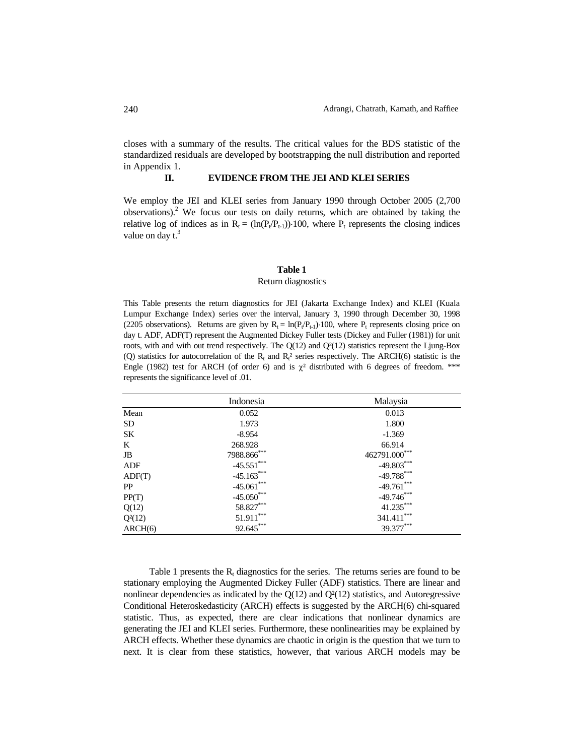closes with a summary of the results. The critical values for the BDS statistic of the standardized residuals are developed by bootstrapping the null distribution and reported in Appendix 1.

## II. EVIDENCE FROM THE JEI AND KLEI SERIES

We employ the JEI and KLEI series from January 1990 through October 2005 (2,700 observations).[2] We focus our tests on daily returns, which are obtained by taking the relative log of indices as in $R_t = (\ln(P_t/P_{t-1}))\cdot 100$, where $P_t$ represents the closing indices value on day t.[3]

**Table 1**

Return diagnostics

This Table presents the return diagnostics for JEI (Jakarta Exchange Index) and KLEI (Kuala Lumpur Exchange Index) series over the interval, January 3, 1990 through December 30, 1998 (2205 observations). Returns are given by $R_t = \ln(P_t/P_{t-1})\cdot 100$, where $P_t$ represents closing price on day t. ADF, ADF(T) represent the Augmented Dickey Fuller tests (Dickey and Fuller (1981)) for unit roots, with and with out trend respectively. The Q(12) and Q²(12) statistics represent the Ljung-Box (Q) statistics for autocorrelation of the $R_t$ and $R_t^2$ series respectively. The ARCH(6) statistic is the Engle (1982) test for ARCH (of order 6) and is $\chi^2$ distributed with 6 degrees of freedom. *** represents the significance level of .01.

| | Indonesia | Malaysia |
|---|---|---|
| Mean | 0.052 | 0.013 |
| SD | 1.973 | 1.800 |
| SK | -8.954 | -1.369 |
| K | 268.928 | 66.914 |
| JB | 7988.866*** | 462791.000*** |
| ADF | -45.551*** | -49.803*** |
| ADF(T) | -45.163*** | -49.788*** |
| PP | -45.061*** | -49.761*** |
| PP(T) | -45.050*** | -49.746*** |
| Q(12) | 58.827*** | 41.235*** |
| Q²(12) | 51.911*** | 341.411*** |
| ARCH(6) | 92.645*** | 39.377*** |

Table 1 presents the $R_t$ diagnostics for the series. The returns series are found to be stationary employing the Augmented Dickey Fuller (ADF) statistics. There are linear and nonlinear dependencies as indicated by the Q(12) and Q²(12) statistics, and Autoregressive Conditional Heteroskedasticity (ARCH) effects is suggested by the ARCH(6) chi-squared statistic. Thus, as expected, there are clear indications that nonlinear dynamics are generating the JEI and KLEI series. Furthermore, these nonlinearities may be explained by ARCH effects. Whether these dynamics are chaotic in origin is the question that we turn to next. It is clear from these statistics, however, that various ARCH models may be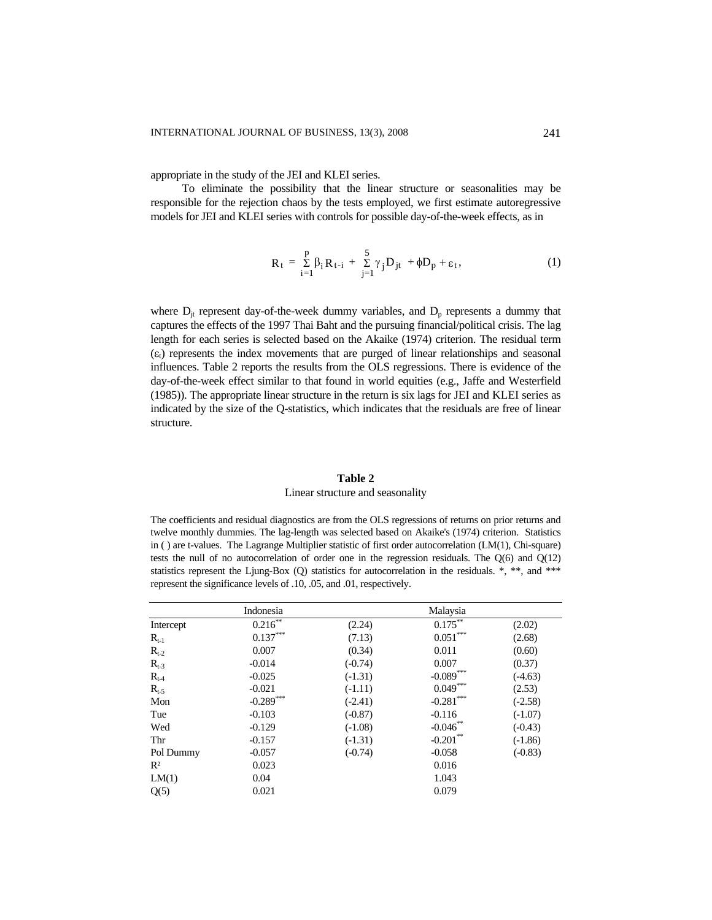appropriate in the study of the JEI and KLEI series.

To eliminate the possibility that the linear structure or seasonalities may be responsible for the rejection chaos by the tests employed, we first estimate autoregressive models for JEI and KLEI series with controls for possible day-of-the-week effects, as in

$$R_t = \sum_{i=1}^{p} \beta_i R_{t-i} + \sum_{j=1}^{5} \gamma_j D_{jt} + \phi D_p + \varepsilon_t, \tag{1}$$

where $D_{jt}$ represent day-of-the-week dummy variables, and $D_p$ represents a dummy that captures the effects of the 1997 Thai Baht and the pursuing financial/political crisis. The lag length for each series is selected based on the Akaike (1974) criterion. The residual term ($\varepsilon_t$) represents the index movements that are purged of linear relationships and seasonal influences. Table 2 reports the results from the OLS regressions. There is evidence of the day-of-the-week effect similar to that found in world equities (e.g., Jaffe and Westerfield (1985)). The appropriate linear structure in the return is six lags for JEI and KLEI series as indicated by the size of the Q-statistics, which indicates that the residuals are free of linear structure.

**Table 2**

Linear structure and seasonality

The coefficients and residual diagnostics are from the OLS regressions of returns on prior returns and twelve monthly dummies. The lag-length was selected based on Akaike's (1974) criterion. Statistics in ( ) are t-values. The Lagrange Multiplier statistic of first order autocorrelation (LM(1), Chi-square) tests the null of no autocorrelation of order one in the regression residuals. The Q(6) and Q(12) statistics represent the Ljung-Box (Q) statistics for autocorrelation in the residuals. *, **, and *** represent the significance levels of .10, .05, and .01, respectively.

| | Indonesia | | Malaysia | |
|---|---|---|---|---|
| Intercept | 0.216** | (2.24) | 0.175** | (2.02) |
| $R_{t-1}$ | 0.137*** | (7.13) | 0.051*** | (2.68) |
| $R_{t-2}$ | 0.007 | (0.34) | 0.011 | (0.60) |
| $R_{t-3}$ | -0.014 | (-0.74) | 0.007 | (0.37) |
| $R_{t-4}$ | -0.025 | (-1.31) | -0.089*** | (-4.63) |
| $R_{t-5}$ | -0.021 | (-1.11) | 0.049*** | (2.53) |
| Mon | -0.289*** | (-2.41) | -0.281*** | (-2.58) |
| Tue | -0.103 | (-0.87) | -0.116 | (-1.07) |
| Wed | -0.129 | (-1.08) | -0.046** | (-0.43) |
| Thr | -0.157 | (-1.31) | -0.201** | (-1.86) |
| Pol Dummy | -0.057 | (-0.74) | -0.058 | (-0.83) |
| $R^2$ | 0.023 | | 0.016 | |
| LM(1) | 0.04 | | 1.043 | |
| Q(5) | 0.021 | | 0.079 | |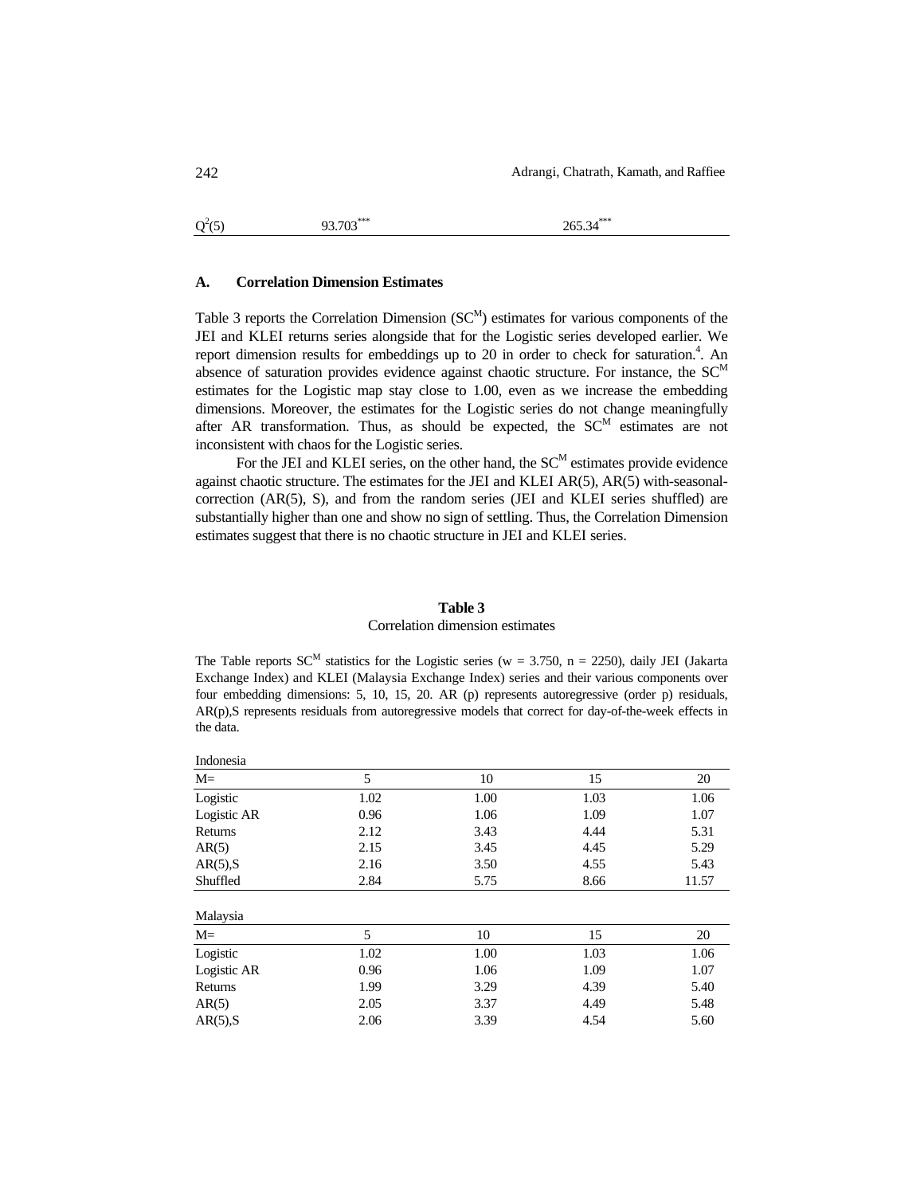| $Q^2(5)$ | $93.703^{***}$ | $265.34^{***}$ |
|---|---|---|

### A. Correlation Dimension Estimates

Table 3 reports the Correlation Dimension ($SC^M$) estimates for various components of the JEI and KLEI returns series alongside that for the Logistic series developed earlier. We report dimension results for embeddings up to 20 in order to check for saturation.[4]. An absence of saturation provides evidence against chaotic structure. For instance, the $SC^M$ estimates for the Logistic map stay close to 1.00, even as we increase the embedding dimensions. Moreover, the estimates for the Logistic series do not change meaningfully after AR transformation. Thus, as should be expected, the $SC^M$ estimates are not inconsistent with chaos for the Logistic series.

For the JEI and KLEI series, on the other hand, the $SC^M$ estimates provide evidence against chaotic structure. The estimates for the JEI and KLEI AR(5), AR(5) with-seasonal-correction (AR(5), S), and from the random series (JEI and KLEI series shuffled) are substantially higher than one and show no sign of settling. Thus, the Correlation Dimension estimates suggest that there is no chaotic structure in JEI and KLEI series.

**Table 3**

Correlation dimension estimates

The Table reports $SC^M$ statistics for the Logistic series (w = 3.750, n = 2250), daily JEI (Jakarta Exchange Index) and KLEI (Malaysia Exchange Index) series and their various components over four embedding dimensions: 5, 10, 15, 20. AR (p) represents autoregressive (order p) residuals, AR(p),S represents residuals from autoregressive models that correct for day-of-the-week effects in the data.

Indonesia

| M= | 5 | 10 | 15 | 20 |
|---|---|---|---|---|
| Logistic | 1.02 | 1.00 | 1.03 | 1.06 |
| Logistic AR | 0.96 | 1.06 | 1.09 | 1.07 |
| Returns | 2.12 | 3.43 | 4.44 | 5.31 |
| AR(5) | 2.15 | 3.45 | 4.45 | 5.29 |
| AR(5),S | 2.16 | 3.50 | 4.55 | 5.43 |
| Shuffled | 2.84 | 5.75 | 8.66 | 11.57 |

Malaysia

| M= | 5 | 10 | 15 | 20 |
|---|---|---|---|---|
| Logistic | 1.02 | 1.00 | 1.03 | 1.06 |
| Logistic AR | 0.96 | 1.06 | 1.09 | 1.07 |
| Returns | 1.99 | 3.29 | 4.39 | 5.40 |
| AR(5) | 2.05 | 3.37 | 4.49 | 5.48 |
| AR(5),S | 2.06 | 3.39 | 4.54 | 5.60 |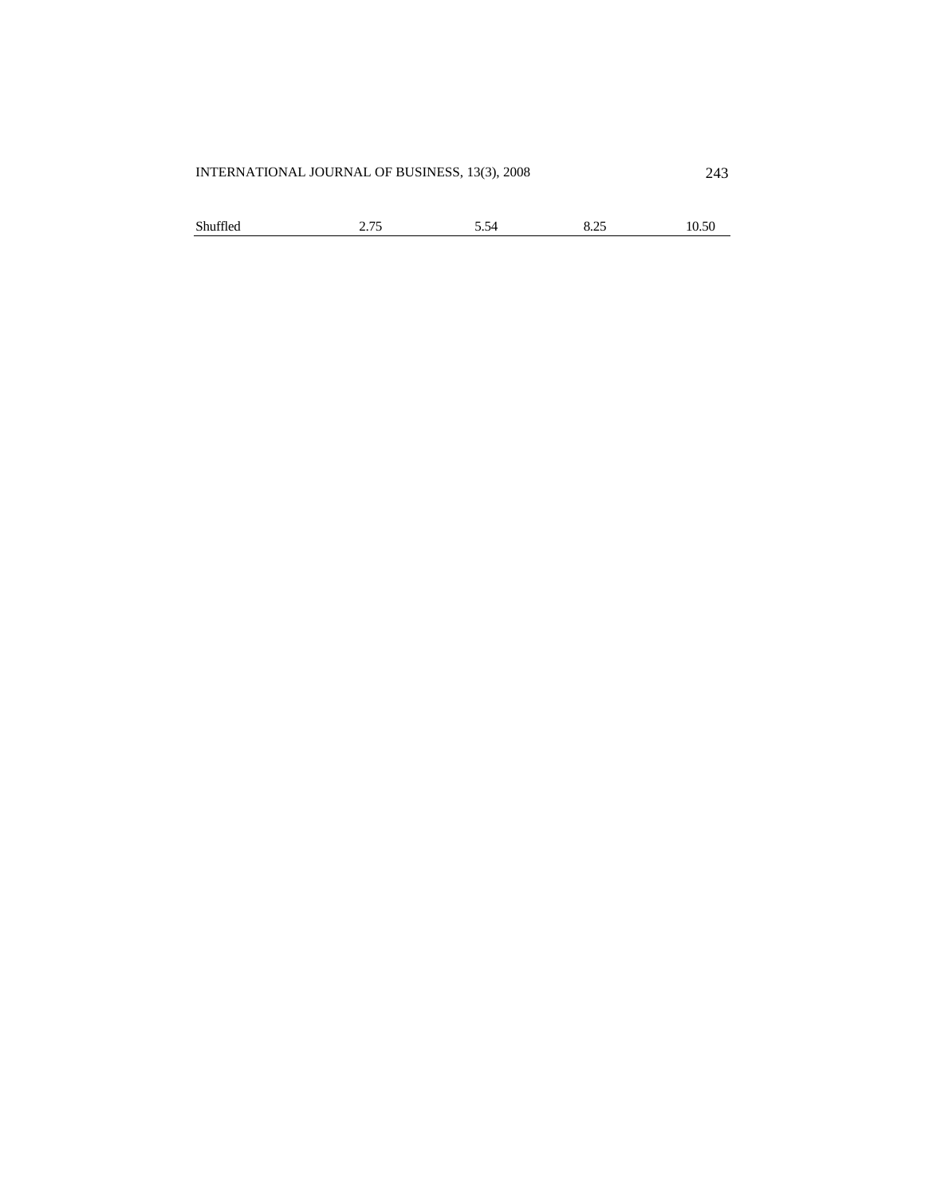| | | | | |
|---|---|---|---|---|
| Shuffled | 2.75 | 5.54 | 8.25 | 10.50 |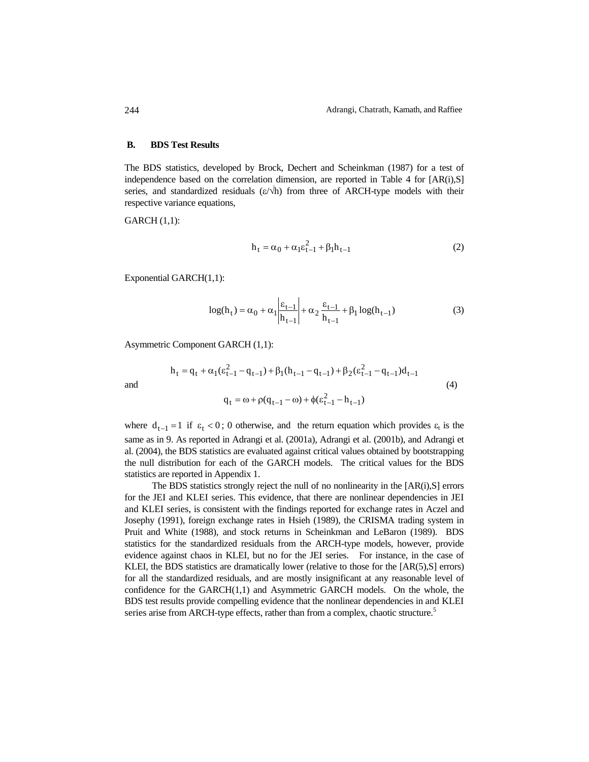### B. BDS Test Results

The BDS statistics, developed by Brock, Dechert and Scheinkman (1987) for a test of independence based on the correlation dimension, are reported in Table 4 for [AR(i),S] series, and standardized residuals ($\varepsilon/\sqrt{h}$) from three of ARCH-type models with their respective variance equations,

GARCH (1,1):

$$h_t = \alpha_0 + \alpha_1 \varepsilon_{t-1}^2 + \beta_1 h_{t-1} \tag{2}$$

Exponential GARCH(1,1):

$$\log(h_t) = \alpha_0 + \alpha_1 \left| \frac{\varepsilon_{t-1}}{h_{t-1}} \right| + \alpha_2 \frac{\varepsilon_{t-1}}{h_{t-1}} + \beta_1 \log(h_{t-1}) \tag{3}$$

Asymmetric Component GARCH (1,1):

$$h_t = q_t + \alpha_1(\varepsilon_{t-1}^2 - q_{t-1}) + \beta_1(h_{t-1} - q_{t-1}) + \beta_2(\varepsilon_{t-1}^2 - q_{t-1})d_{t-1}$$

and (4)

$$q_t = \omega + \rho(q_{t-1} - \omega) + \phi(\varepsilon_{t-1}^2 - h_{t-1})$$

where $d_{t-1} = 1$ if $\varepsilon_t < 0$; 0 otherwise, and the return equation which provides $\varepsilon_t$ is the same as in 9. As reported in Adrangi et al. (2001a), Adrangi et al. (2001b), and Adrangi et al. (2004), the BDS statistics are evaluated against critical values obtained by bootstrapping the null distribution for each of the GARCH models. The critical values for the BDS statistics are reported in Appendix 1.

The BDS statistics strongly reject the null of no nonlinearity in the [AR(i),S] errors for the JEI and KLEI series. This evidence, that there are nonlinear dependencies in JEI and KLEI series, is consistent with the findings reported for exchange rates in Aczel and Josephy (1991), foreign exchange rates in Hsieh (1989), the CRISMA trading system in Pruit and White (1988), and stock returns in Scheinkman and LeBaron (1989). BDS statistics for the standardized residuals from the ARCH-type models, however, provide evidence against chaos in KLEI, but no for the JEI series. For instance, in the case of KLEI, the BDS statistics are dramatically lower (relative to those for the [AR(5),S] errors) for all the standardized residuals, and are mostly insignificant at any reasonable level of confidence for the GARCH(1,1) and Asymmetric GARCH models. On the whole, the BDS test results provide compelling evidence that the nonlinear dependencies in and KLEI series arise from ARCH-type effects, rather than from a complex, chaotic structure.[5]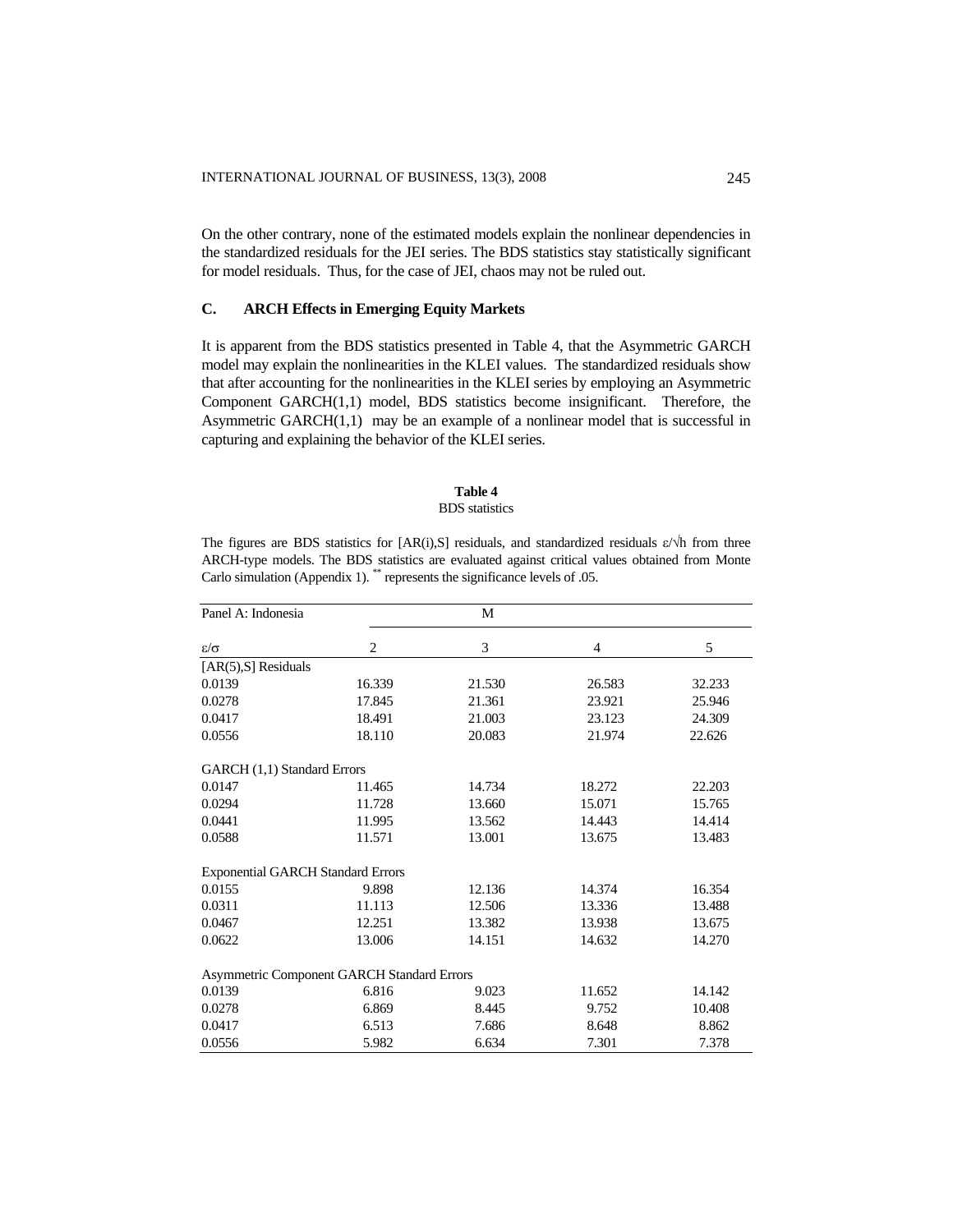On the other contrary, none of the estimated models explain the nonlinear dependencies in the standardized residuals for the JEI series. The BDS statistics stay statistically significant for model residuals. Thus, for the case of JEI, chaos may not be ruled out.

### C. ARCH Effects in Emerging Equity Markets

It is apparent from the BDS statistics presented in Table 4, that the Asymmetric GARCH model may explain the nonlinearities in the KLEI values. The standardized residuals show that after accounting for the nonlinearities in the KLEI series by employing an Asymmetric Component GARCH(1,1) model, BDS statistics become insignificant. Therefore, the Asymmetric GARCH(1,1) may be an example of a nonlinear model that is successful in capturing and explaining the behavior of the KLEI series.

**Table 4**
BDS statistics

The figures are BDS statistics for [AR(i),S] residuals, and standardized residuals $\varepsilon/\sqrt{h}$ from three ARCH-type models. The BDS statistics are evaluated against critical values obtained from Monte Carlo simulation (Appendix 1). ** represents the significance levels of .05.

| Panel A: Indonesia | M | | | |
|---|---|---|---|---|
| $\varepsilon/\sigma$ | 2 | 3 | 4 | 5 |
| [AR(5),S] Residuals | | | | |
| 0.0139 | 16.339 | 21.530 | 26.583 | 32.233 |
| 0.0278 | 17.845 | 21.361 | 23.921 | 25.946 |
| 0.0417 | 18.491 | 21.003 | 23.123 | 24.309 |
| 0.0556 | 18.110 | 20.083 | 21.974 | 22.626 |
| GARCH (1,1) Standard Errors | | | | |
| 0.0147 | 11.465 | 14.734 | 18.272 | 22.203 |
| 0.0294 | 11.728 | 13.660 | 15.071 | 15.765 |
| 0.0441 | 11.995 | 13.562 | 14.443 | 14.414 |
| 0.0588 | 11.571 | 13.001 | 13.675 | 13.483 |
| Exponential GARCH Standard Errors | | | | |
| 0.0155 | 9.898 | 12.136 | 14.374 | 16.354 |
| 0.0311 | 11.113 | 12.506 | 13.336 | 13.488 |
| 0.0467 | 12.251 | 13.382 | 13.938 | 13.675 |
| 0.0622 | 13.006 | 14.151 | 14.632 | 14.270 |
| Asymmetric Component GARCH Standard Errors | | | | |
| 0.0139 | 6.816 | 9.023 | 11.652 | 14.142 |
| 0.0278 | 6.869 | 8.445 | 9.752 | 10.408 |
| 0.0417 | 6.513 | 7.686 | 8.648 | 8.862 |
| 0.0556 | 5.982 | 6.634 | 7.301 | 7.378 |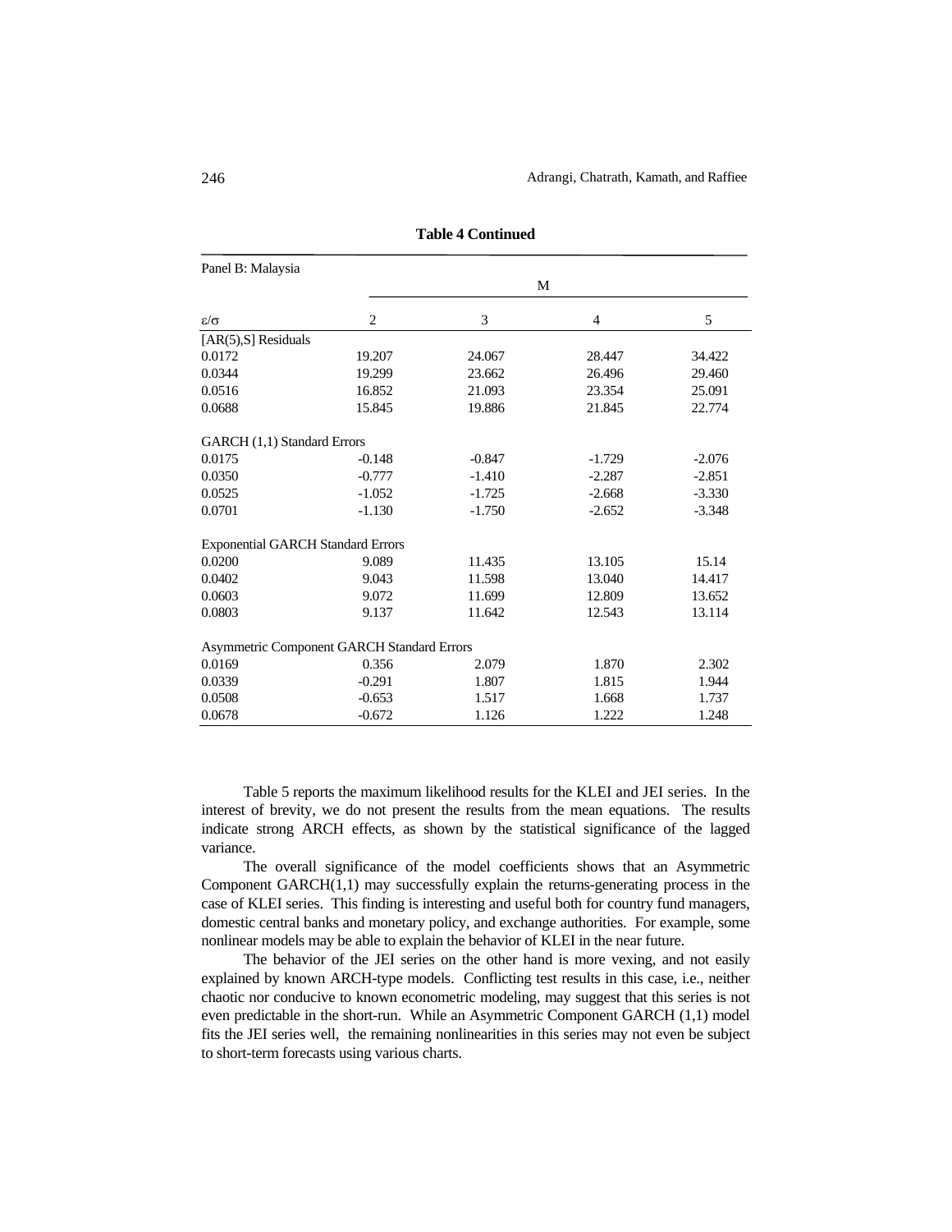**Table 4 Continued**

| Panel B: Malaysia | | | | |
|---|---|---|---|---|
| | M | | | |
| $\varepsilon/\sigma$ | 2 | 3 | 4 | 5 |
| [AR(5),S] Residuals | | | | |
| 0.0172 | 19.207 | 24.067 | 28.447 | 34.422 |
| 0.0344 | 19.299 | 23.662 | 26.496 | 29.460 |
| 0.0516 | 16.852 | 21.093 | 23.354 | 25.091 |
| 0.0688 | 15.845 | 19.886 | 21.845 | 22.774 |
| GARCH (1,1) Standard Errors | | | | |
| 0.0175 | -0.148 | -0.847 | -1.729 | -2.076 |
| 0.0350 | -0.777 | -1.410 | -2.287 | -2.851 |
| 0.0525 | -1.052 | -1.725 | -2.668 | -3.330 |
| 0.0701 | -1.130 | -1.750 | -2.652 | -3.348 |
| Exponential GARCH Standard Errors | | | | |
| 0.0200 | 9.089 | 11.435 | 13.105 | 15.14 |
| 0.0402 | 9.043 | 11.598 | 13.040 | 14.417 |
| 0.0603 | 9.072 | 11.699 | 12.809 | 13.652 |
| 0.0803 | 9.137 | 11.642 | 12.543 | 13.114 |
| Asymmetric Component GARCH Standard Errors | | | | |
| 0.0169 | 0.356 | 2.079 | 1.870 | 2.302 |
| 0.0339 | -0.291 | 1.807 | 1.815 | 1.944 |
| 0.0508 | -0.653 | 1.517 | 1.668 | 1.737 |
| 0.0678 | -0.672 | 1.126 | 1.222 | 1.248 |

Table 5 reports the maximum likelihood results for the KLEI and JEI series. In the interest of brevity, we do not present the results from the mean equations. The results indicate strong ARCH effects, as shown by the statistical significance of the lagged variance.

The overall significance of the model coefficients shows that an Asymmetric Component GARCH(1,1) may successfully explain the returns-generating process in the case of KLEI series. This finding is interesting and useful both for country fund managers, domestic central banks and monetary policy, and exchange authorities. For example, some nonlinear models may be able to explain the behavior of KLEI in the near future.

The behavior of the JEI series on the other hand is more vexing, and not easily explained by known ARCH-type models. Conflicting test results in this case, i.e., neither chaotic nor conducive to known econometric modeling, may suggest that this series is not even predictable in the short-run. While an Asymmetric Component GARCH (1,1) model fits the JEI series well, the remaining nonlinearities in this series may not even be subject to short-term forecasts using various charts.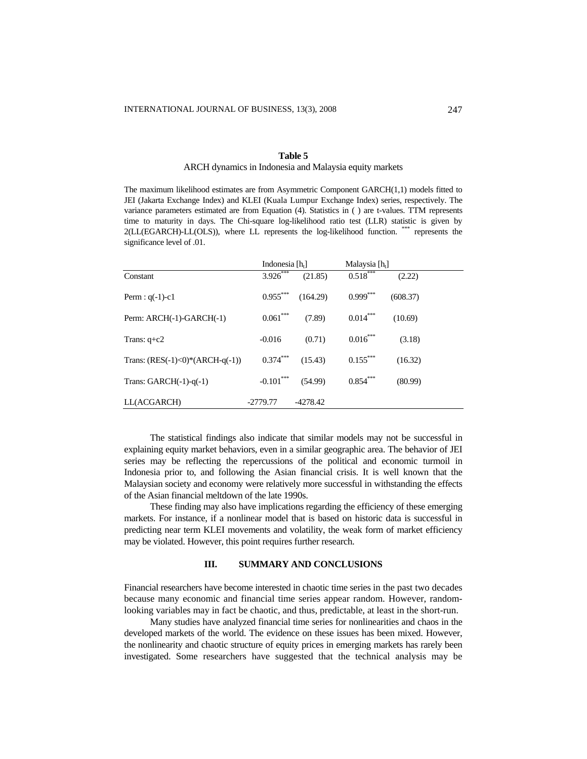**Table 5**

ARCH dynamics in Indonesia and Malaysia equity markets

The maximum likelihood estimates are from Asymmetric Component GARCH(1,1) models fitted to JEI (Jakarta Exchange Index) and KLEI (Kuala Lumpur Exchange Index) series, respectively. The variance parameters estimated are from Equation (4). Statistics in ( ) are t-values. TTM represents time to maturity in days. The Chi-square log-likelihood ratio test (LLR) statistic is given by 2(LL(EGARCH)-LL(OLS)), where LL represents the log-likelihood function. *** represents the significance level of .01.

| | Indonesia [$h_t$] | | Malaysia [$h_t$] | |
|---|---|---|---|---|
| Constant | 3.926*** | (21.85) | 0.518*** | (2.22) |
| Perm : q(-1)-c1 | 0.955*** | (164.29) | 0.999*** | (608.37) |
| Perm: ARCH(-1)-GARCH(-1) | 0.061*** | (7.89) | 0.014*** | (10.69) |
| Trans: q+c2 | -0.016 | (0.71) | 0.016*** | (3.18) |
| Trans: (RES(-1)<0)*(ARCH-q(-1)) | 0.374*** | (15.43) | 0.155*** | (16.32) |
| Trans: GARCH(-1)-q(-1) | -0.101*** | (54.99) | 0.854*** | (80.99) |
| LL(ACGARCH) | -2779.77 | -4278.42 | | |

The statistical findings also indicate that similar models may not be successful in explaining equity market behaviors, even in a similar geographic area. The behavior of JEI series may be reflecting the repercussions of the political and economic turmoil in Indonesia prior to, and following the Asian financial crisis. It is well known that the Malaysian society and economy were relatively more successful in withstanding the effects of the Asian financial meltdown of the late 1990s.

These finding may also have implications regarding the efficiency of these emerging markets. For instance, if a nonlinear model that is based on historic data is successful in predicting near term KLEI movements and volatility, the weak form of market efficiency may be violated. However, this point requires further research.

## III. SUMMARY AND CONCLUSIONS

Financial researchers have become interested in chaotic time series in the past two decades because many economic and financial time series appear random. However, random-looking variables may in fact be chaotic, and thus, predictable, at least in the short-run.

Many studies have analyzed financial time series for nonlinearities and chaos in the developed markets of the world. The evidence on these issues has been mixed. However, the nonlinearity and chaotic structure of equity prices in emerging markets has rarely been investigated. Some researchers have suggested that the technical analysis may be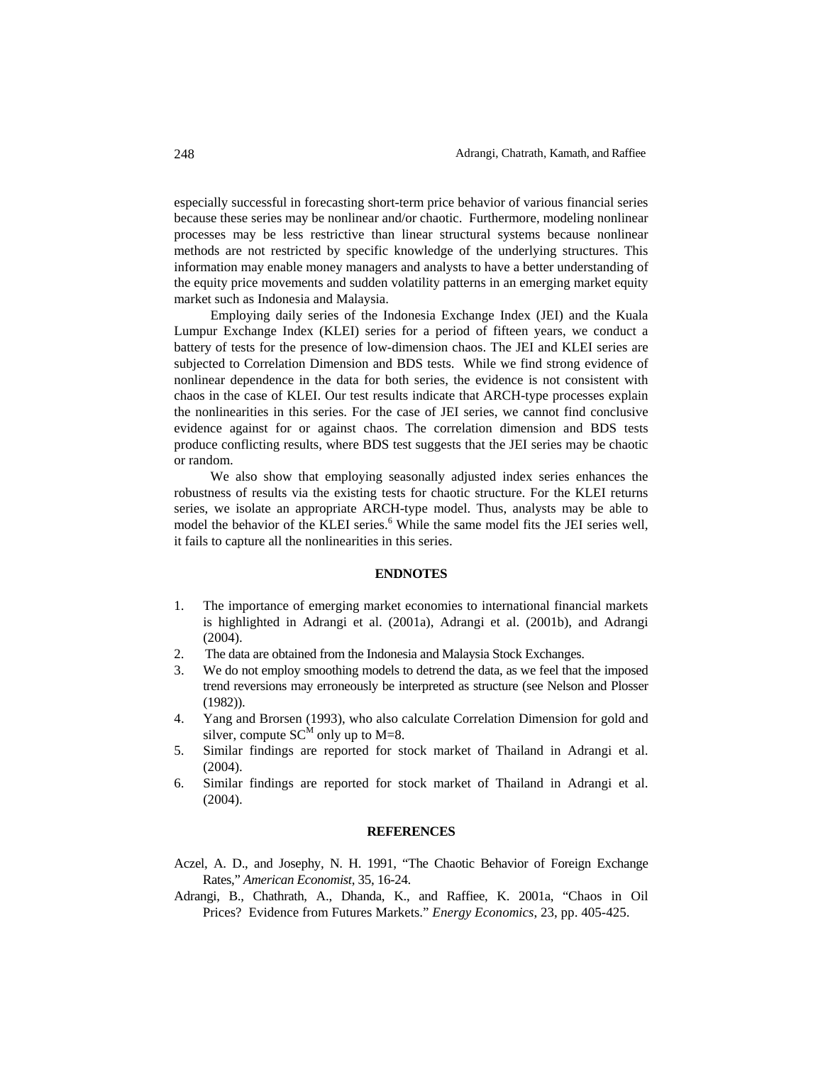especially successful in forecasting short-term price behavior of various financial series because these series may be nonlinear and/or chaotic. Furthermore, modeling nonlinear processes may be less restrictive than linear structural systems because nonlinear methods are not restricted by specific knowledge of the underlying structures. This information may enable money managers and analysts to have a better understanding of the equity price movements and sudden volatility patterns in an emerging market equity market such as Indonesia and Malaysia.

Employing daily series of the Indonesia Exchange Index (JEI) and the Kuala Lumpur Exchange Index (KLEI) series for a period of fifteen years, we conduct a battery of tests for the presence of low-dimension chaos. The JEI and KLEI series are subjected to Correlation Dimension and BDS tests. While we find strong evidence of nonlinear dependence in the data for both series, the evidence is not consistent with chaos in the case of KLEI. Our test results indicate that ARCH-type processes explain the nonlinearities in this series. For the case of JEI series, we cannot find conclusive evidence against for or against chaos. The correlation dimension and BDS tests produce conflicting results, where BDS test suggests that the JEI series may be chaotic or random.

We also show that employing seasonally adjusted index series enhances the robustness of results via the existing tests for chaotic structure. For the KLEI returns series, we isolate an appropriate ARCH-type model. Thus, analysts may be able to model the behavior of the KLEI series.[6] While the same model fits the JEI series well, it fails to capture all the nonlinearities in this series.

## ENDNOTES

1. The importance of emerging market economies to international financial markets is highlighted in Adrangi et al. (2001a), Adrangi et al. (2001b), and Adrangi (2004).
2. The data are obtained from the Indonesia and Malaysia Stock Exchanges.
3. We do not employ smoothing models to detrend the data, as we feel that the imposed trend reversions may erroneously be interpreted as structure (see Nelson and Plosser (1982)).
4. Yang and Brorsen (1993), who also calculate Correlation Dimension for gold and silver, compute $SC^M$ only up to M=8.
5. Similar findings are reported for stock market of Thailand in Adrangi et al. (2004).
6. Similar findings are reported for stock market of Thailand in Adrangi et al. (2004).

## REFERENCES

Aczel, A. D., and Josephy, N. H. 1991, "The Chaotic Behavior of Foreign Exchange Rates," *American Economist*, 35, 16-24.

Adrangi, B., Chathrath, A., Dhanda, K., and Raffiee, K. 2001a, "Chaos in Oil Prices? Evidence from Futures Markets." *Energy Economics*, 23, pp. 405-425.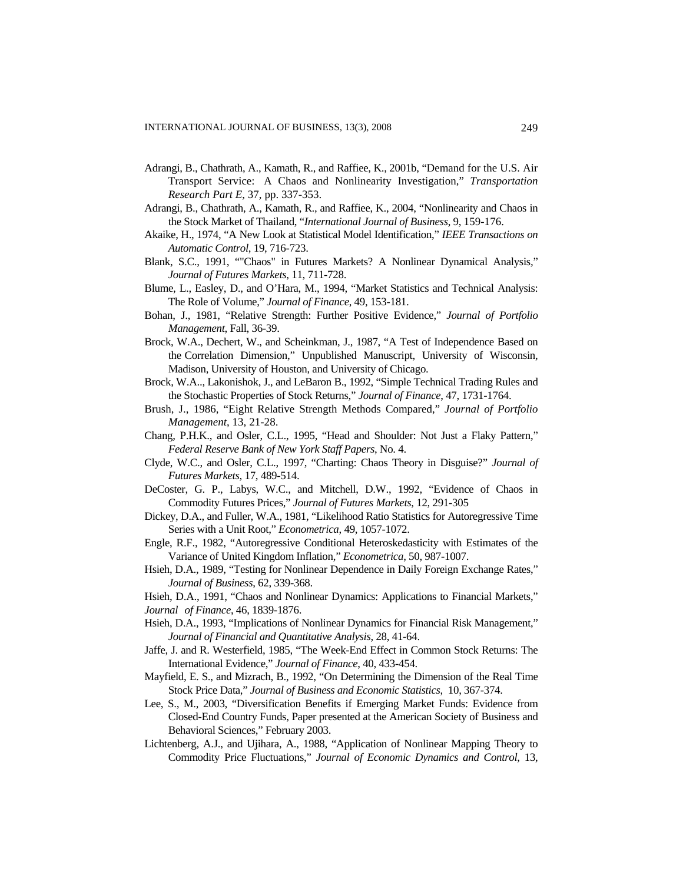Adrangi, B., Chathrath, A., Kamath, R., and Raffiee, K., 2001b, "Demand for the U.S. Air Transport Service: A Chaos and Nonlinearity Investigation," *Transportation Research Part E*, 37, pp. 337-353.

Adrangi, B., Chathrath, A., Kamath, R., and Raffiee, K., 2004, "Nonlinearity and Chaos in the Stock Market of Thailand, "*International Journal of Business*, 9, 159-176.

Akaike, H., 1974, "A New Look at Statistical Model Identification," *IEEE Transactions on Automatic Control*, 19, 716-723.

Blank, S.C., 1991, ""Chaos" in Futures Markets? A Nonlinear Dynamical Analysis," *Journal of Futures Markets*, 11, 711-728.

Blume, L., Easley, D., and O'Hara, M., 1994, "Market Statistics and Technical Analysis: The Role of Volume," *Journal of Finance*, 49, 153-181.

Bohan, J., 1981, "Relative Strength: Further Positive Evidence," *Journal of Portfolio Management*, Fall, 36-39.

Brock, W.A., Dechert, W., and Scheinkman, J., 1987, "A Test of Independence Based on the Correlation Dimension," Unpublished Manuscript, University of Wisconsin, Madison, University of Houston, and University of Chicago.

Brock, W.A.., Lakonishok, J., and LeBaron B., 1992, "Simple Technical Trading Rules and the Stochastic Properties of Stock Returns," *Journal of Finance*, 47, 1731-1764.

Brush, J., 1986, "Eight Relative Strength Methods Compared," *Journal of Portfolio Management*, 13, 21-28.

Chang, P.H.K., and Osler, C.L., 1995, "Head and Shoulder: Not Just a Flaky Pattern," *Federal Reserve Bank of New York Staff Papers*, No. 4.

Clyde, W.C., and Osler, C.L., 1997, "Charting: Chaos Theory in Disguise?" *Journal of Futures Markets*, 17, 489-514.

DeCoster, G. P., Labys, W.C., and Mitchell, D.W., 1992, "Evidence of Chaos in Commodity Futures Prices," *Journal of Futures Markets*, 12, 291-305

Dickey, D.A., and Fuller, W.A., 1981, "Likelihood Ratio Statistics for Autoregressive Time Series with a Unit Root," *Econometrica*, 49, 1057-1072.

Engle, R.F., 1982, "Autoregressive Conditional Heteroskedasticity with Estimates of the Variance of United Kingdom Inflation," *Econometrica*, 50, 987-1007.

Hsieh, D.A., 1989, "Testing for Nonlinear Dependence in Daily Foreign Exchange Rates," *Journal of Business*, 62, 339-368.

Hsieh, D.A., 1991, "Chaos and Nonlinear Dynamics: Applications to Financial Markets," *Journal of Finance*, 46, 1839-1876.

Hsieh, D.A., 1993, "Implications of Nonlinear Dynamics for Financial Risk Management," *Journal of Financial and Quantitative Analysis*, 28, 41-64.

Jaffe, J. and R. Westerfield, 1985, "The Week-End Effect in Common Stock Returns: The International Evidence," *Journal of Finance*, 40, 433-454.

Mayfield, E. S., and Mizrach, B., 1992, "On Determining the Dimension of the Real Time Stock Price Data," *Journal of Business and Economic Statistics*, 10, 367-374.

Lee, S., M., 2003, "Diversification Benefits if Emerging Market Funds: Evidence from Closed-End Country Funds, Paper presented at the American Society of Business and Behavioral Sciences," February 2003.

Lichtenberg, A.J., and Ujihara, A., 1988, "Application of Nonlinear Mapping Theory to Commodity Price Fluctuations," *Journal of Economic Dynamics and Control*, 13,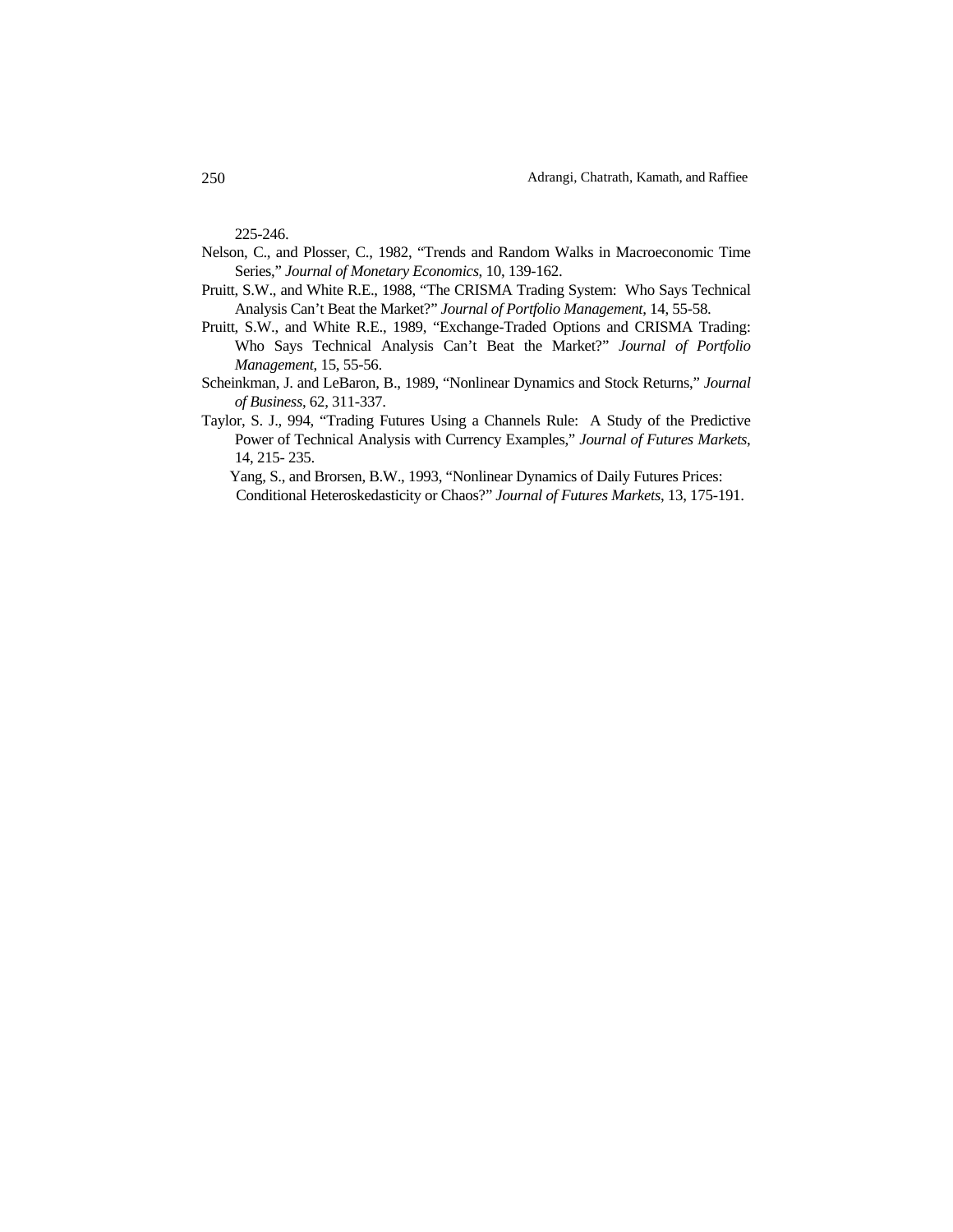225-246.

Nelson, C., and Plosser, C., 1982, "Trends and Random Walks in Macroeconomic Time Series," *Journal of Monetary Economics*, 10, 139-162.

Pruitt, S.W., and White R.E., 1988, "The CRISMA Trading System: Who Says Technical Analysis Can't Beat the Market?" *Journal of Portfolio Management*, 14, 55-58.

Pruitt, S.W., and White R.E., 1989, "Exchange-Traded Options and CRISMA Trading: Who Says Technical Analysis Can't Beat the Market?" *Journal of Portfolio Management*, 15, 55-56.

Scheinkman, J. and LeBaron, B., 1989, "Nonlinear Dynamics and Stock Returns," *Journal of Business*, 62, 311-337.

Taylor, S. J., 994, "Trading Futures Using a Channels Rule: A Study of the Predictive Power of Technical Analysis with Currency Examples," *Journal of Futures Markets*, 14, 215- 235.

Yang, S., and Brorsen, B.W., 1993, "Nonlinear Dynamics of Daily Futures Prices: Conditional Heteroskedasticity or Chaos?" *Journal of Futures Markets*, 13, 175-191.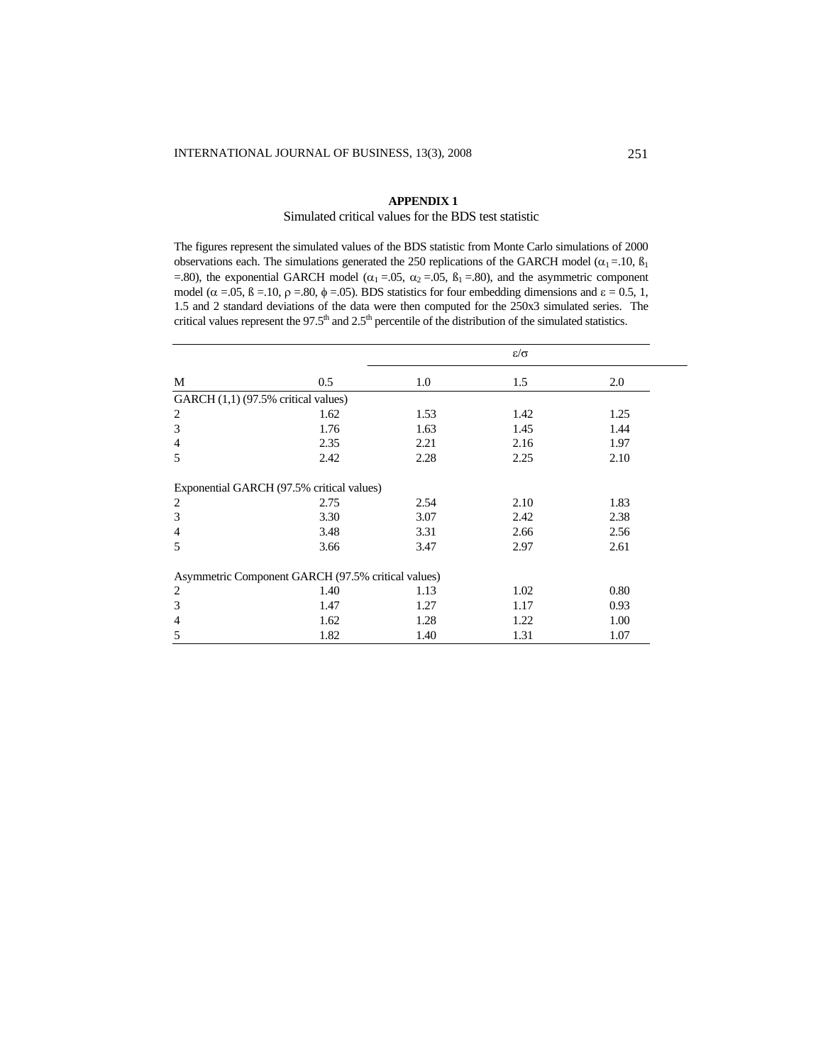## APPENDIX 1

Simulated critical values for the BDS test statistic

The figures represent the simulated values of the BDS statistic from Monte Carlo simulations of 2000 observations each. The simulations generated the 250 replications of the GARCH model ($\alpha_1 = .10$, $ß_1 = .80$), the exponential GARCH model ($\alpha_1 = .05$, $\alpha_2 = .05$, $ß_1 = .80$), and the asymmetric component model ($\alpha = .05$, $ß = .10$, $\rho = .80$, $\phi = .05$). BDS statistics for four embedding dimensions and $\varepsilon$ = 0.5, 1, 1.5 and 2 standard deviations of the data were then computed for the 250x3 simulated series. The critical values represent the 97.5th and 2.5th percentile of the distribution of the simulated statistics.

| | $\varepsilon/\sigma$ | | | |
|---|---|---|---|---|
| M | 0.5 | 1.0 | 1.5 | 2.0 |
| GARCH (1,1) (97.5% critical values) | | | | |
| 2 | 1.62 | 1.53 | 1.42 | 1.25 |
| 3 | 1.76 | 1.63 | 1.45 | 1.44 |
| 4 | 2.35 | 2.21 | 2.16 | 1.97 |
| 5 | 2.42 | 2.28 | 2.25 | 2.10 |
| Exponential GARCH (97.5% critical values) | | | | |
| 2 | 2.75 | 2.54 | 2.10 | 1.83 |
| 3 | 3.30 | 3.07 | 2.42 | 2.38 |
| 4 | 3.48 | 3.31 | 2.66 | 2.56 |
| 5 | 3.66 | 3.47 | 2.97 | 2.61 |
| Asymmetric Component GARCH (97.5% critical values) | | | | |
| 2 | 1.40 | 1.13 | 1.02 | 0.80 |
| 3 | 1.47 | 1.27 | 1.17 | 0.93 |
| 4 | 1.62 | 1.28 | 1.22 | 1.00 |
| 5 | 1.82 | 1.40 | 1.31 | 1.07 |